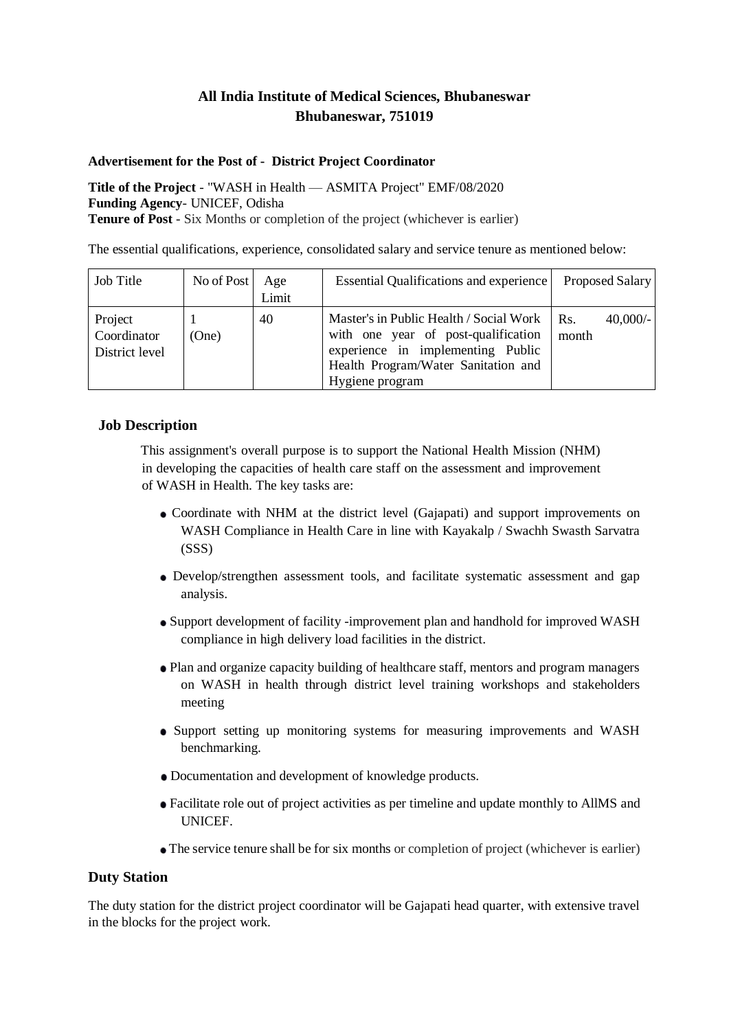# All India Institute of Medical Sciences, Bhubaneswar
# Bhubaneswar, 751019

**Advertisement for the Post of - District Project Coordinator**

**Title of the Project** - "WASH in Health — ASMITA Project" EMF/08/2020
**Funding Agency**- UNICEF, Odisha
**Tenure of Post** - Six Months or completion of the project (whichever is earlier)

The essential qualifications, experience, consolidated salary and service tenure as mentioned below:

| Job Title | No of Post | Age Limit | Essential Qualifications and experience | Proposed Salary |
|---|---|---|---|---|
| Project Coordinator District level | 1 (One) | 40 | Master's in Public Health / Social Work with one year of post-qualification experience in implementing Public Health Program/Water Sanitation and Hygiene program | Rs. 40,000/- month |

## Job Description

This assignment's overall purpose is to support the National Health Mission (NHM) in developing the capacities of health care staff on the assessment and improvement of WASH in Health. The key tasks are:

- Coordinate with NHM at the district level (Gajapati) and support improvements on WASH Compliance in Health Care in line with Kayakalp / Swachh Swasth Sarvatra (SSS)
- Develop/strengthen assessment tools, and facilitate systematic assessment and gap analysis.
- Support development of facility -improvement plan and handhold for improved WASH compliance in high delivery load facilities in the district.
- Plan and organize capacity building of healthcare staff, mentors and program managers on WASH in health through district level training workshops and stakeholders meeting
- Support setting up monitoring systems for measuring improvements and WASH benchmarking.
- Documentation and development of knowledge products.
- Facilitate role out of project activities as per timeline and update monthly to AllMS and UNICEF.
- The service tenure shall be for six months or completion of project (whichever is earlier)

## Duty Station

The duty station for the district project coordinator will be Gajapati head quarter, with extensive travel in the blocks for the project work.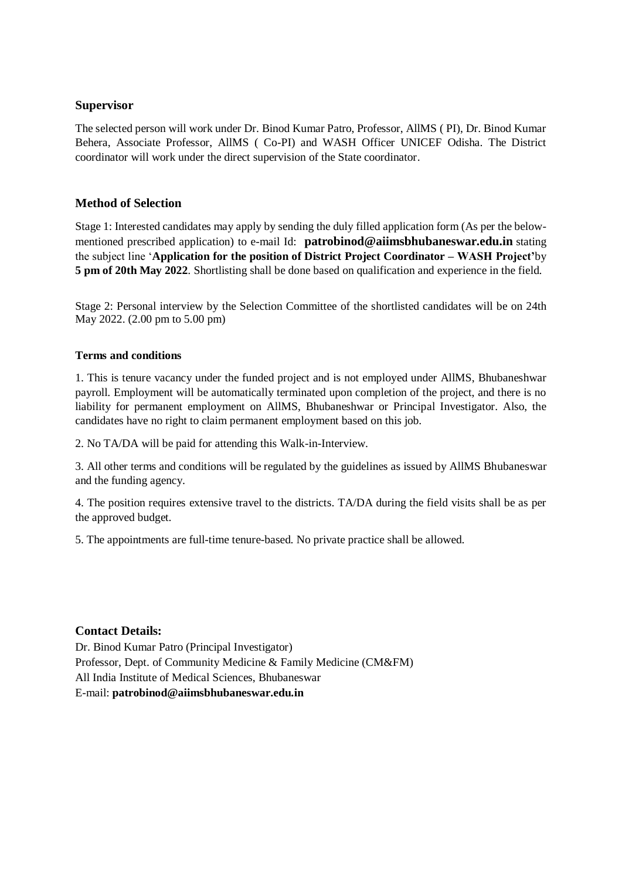### Supervisor

The selected person will work under Dr. Binod Kumar Patro, Professor, AIlMS ( PI), Dr. Binod Kumar Behera, Associate Professor, AIlMS ( Co-PI) and WASH Officer UNICEF Odisha. The District coordinator will work under the direct supervision of the State coordinator.

### Method of Selection

Stage 1: Interested candidates may apply by sending the duly filled application form (As per the below-mentioned prescribed application) to e-mail Id: **patrobinod@aiimsbhubaneswar.edu.in** stating the subject line '**Application for the position of District Project Coordinator – WASH Project'**by **5 pm of 20th May 2022**. Shortlisting shall be done based on qualification and experience in the field.

Stage 2: Personal interview by the Selection Committee of the shortlisted candidates will be on 24th May 2022. (2.00 pm to 5.00 pm)

**Terms and conditions**

1. This is tenure vacancy under the funded project and is not employed under AIlMS, Bhubaneshwar payroll. Employment will be automatically terminated upon completion of the project, and there is no liability for permanent employment on AIlMS, Bhubaneshwar or Principal Investigator. Also, the candidates have no right to claim permanent employment based on this job.

2. No TA/DA will be paid for attending this Walk-in-Interview.

3. All other terms and conditions will be regulated by the guidelines as issued by AIlMS Bhubaneswar and the funding agency.

4. The position requires extensive travel to the districts. TA/DA during the field visits shall be as per the approved budget.

5. The appointments are full-time tenure-based. No private practice shall be allowed.

### Contact Details:

Dr. Binod Kumar Patro (Principal Investigator)
Professor, Dept. of Community Medicine & Family Medicine (CM&FM)
All India Institute of Medical Sciences, Bhubaneswar
E-mail: **patrobinod@aiimsbhubaneswar.edu.in**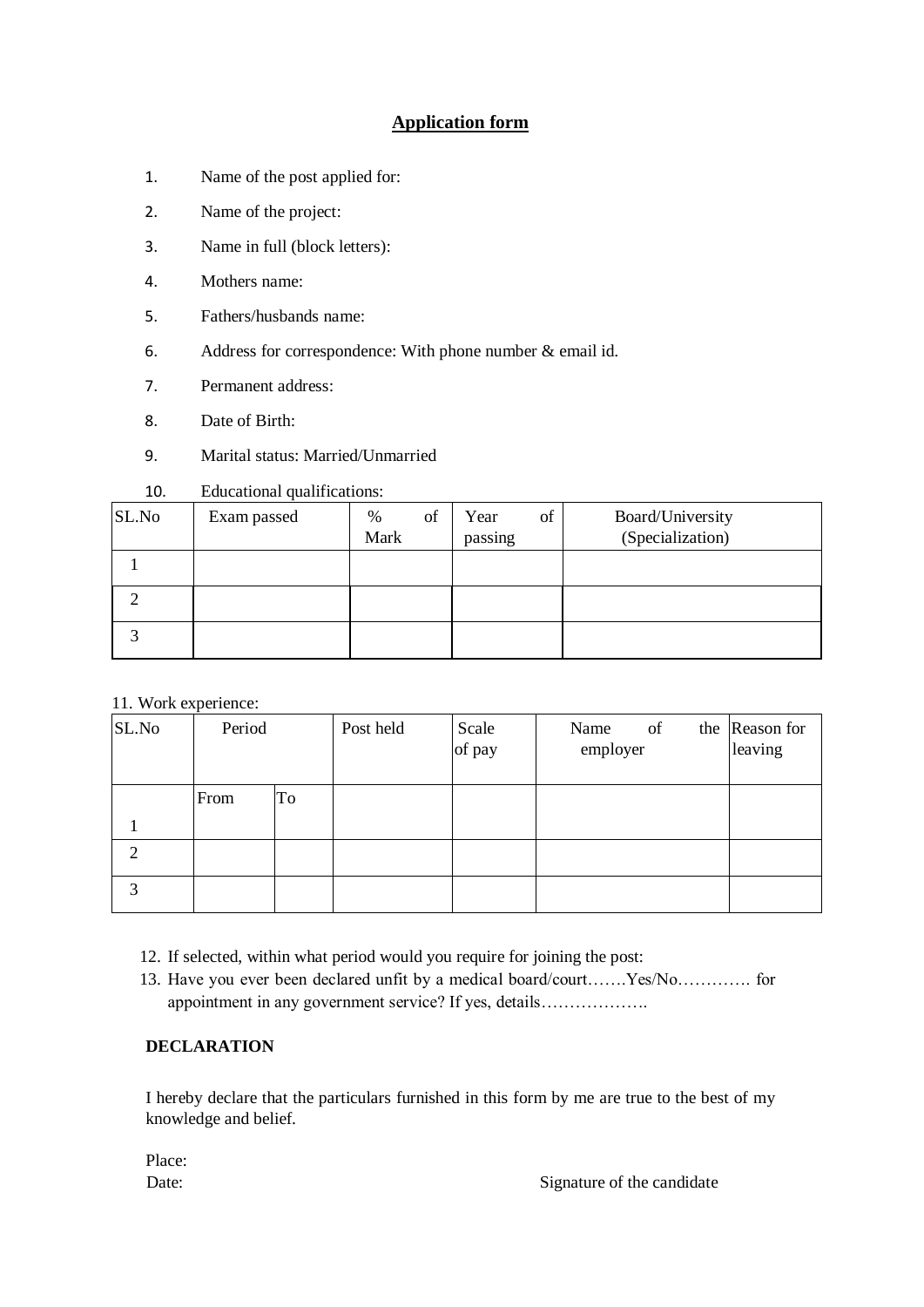## Application form

1. Name of the post applied for:
2. Name of the project:
3. Name in full (block letters):
4. Mothers name:
5. Fathers/husbands name:
6. Address for correspondence: With phone number & email id.
7. Permanent address:
8. Date of Birth:
9. Marital status: Married/Unmarried
10. Educational qualifications:

| SL.No | Exam passed | % of Mark | Year of passing | Board/University (Specialization) |
|---|---|---|---|---|
| 1 | | | | |
| 2 | | | | |
| 3 | | | | |

11. Work experience:

| SL.No | Period | | Post held | Scale of pay | Name of the employer | Reason for leaving |
|---|---|---|---|---|---|---|
| | From | To | | | | |
| 1 | | | | | | |
| 2 | | | | | | |
| 3 | | | | | | |

12. If selected, within what period would you require for joining the post:
13. Have you ever been declared unfit by a medical board/court…….Yes/No…………. for appointment in any government service? If yes, details……………….

**DECLARATION**

I hereby declare that the particulars furnished in this form by me are true to the best of my knowledge and belief.

Place:

Date: Signature of the candidate